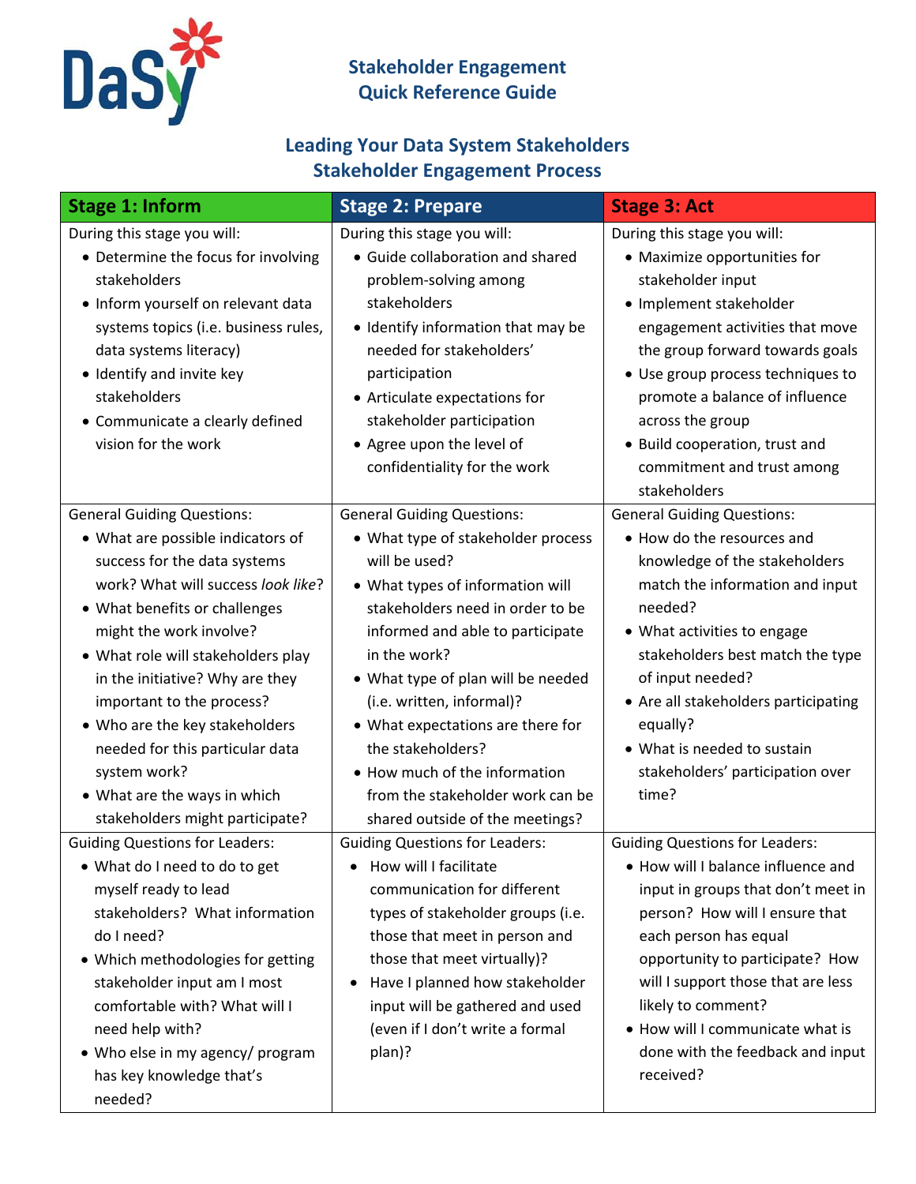DaSy

# Stakeholder Engagement Quick Reference Guide

## Leading Your Data System Stakeholders
## Stakeholder Engagement Process

| Stage 1: Inform | Stage 2: Prepare | Stage 3: Act |
|---|---|---|
| During this stage you will:<br>• Determine the focus for involving stakeholders<br>• Inform yourself on relevant data systems topics (i.e. business rules, data systems literacy)<br>• Identify and invite key stakeholders<br>• Communicate a clearly defined vision for the work | During this stage you will:<br>• Guide collaboration and shared problem-solving among stakeholders<br>• Identify information that may be needed for stakeholders' participation<br>• Articulate expectations for stakeholder participation<br>• Agree upon the level of confidentiality for the work | During this stage you will:<br>• Maximize opportunities for stakeholder input<br>• Implement stakeholder engagement activities that move the group forward towards goals<br>• Use group process techniques to promote a balance of influence across the group<br>• Build cooperation, trust and commitment and trust among stakeholders |
| General Guiding Questions:<br>• What are possible indicators of success for the data systems work? What will success *look like*?<br>• What benefits or challenges might the work involve?<br>• What role will stakeholders play in the initiative? Why are they important to the process?<br>• Who are the key stakeholders needed for this particular data system work?<br>• What are the ways in which stakeholders might participate? | General Guiding Questions:<br>• What type of stakeholder process will be used?<br>• What types of information will stakeholders need in order to be informed and able to participate in the work?<br>• What type of plan will be needed (i.e. written, informal)?<br>• What expectations are there for the stakeholders?<br>• How much of the information from the stakeholder work can be shared outside of the meetings? | General Guiding Questions:<br>• How do the resources and knowledge of the stakeholders match the information and input needed?<br>• What activities to engage stakeholders best match the type of input needed?<br>• Are all stakeholders participating equally?<br>• What is needed to sustain stakeholders' participation over time? |
| Guiding Questions for Leaders:<br>• What do I need to do to get myself ready to lead stakeholders? What information do I need?<br>• Which methodologies for getting stakeholder input am I most comfortable with? What will I need help with?<br>• Who else in my agency/ program has key knowledge that's needed? | Guiding Questions for Leaders:<br>• How will I facilitate communication for different types of stakeholder groups (i.e. those that meet in person and those that meet virtually)?<br>• Have I planned how stakeholder input will be gathered and used (even if I don't write a formal plan)? | Guiding Questions for Leaders:<br>• How will I balance influence and input in groups that don't meet in person? How will I ensure that each person has equal opportunity to participate? How will I support those that are less likely to comment?<br>• How will I communicate what is done with the feedback and input received? |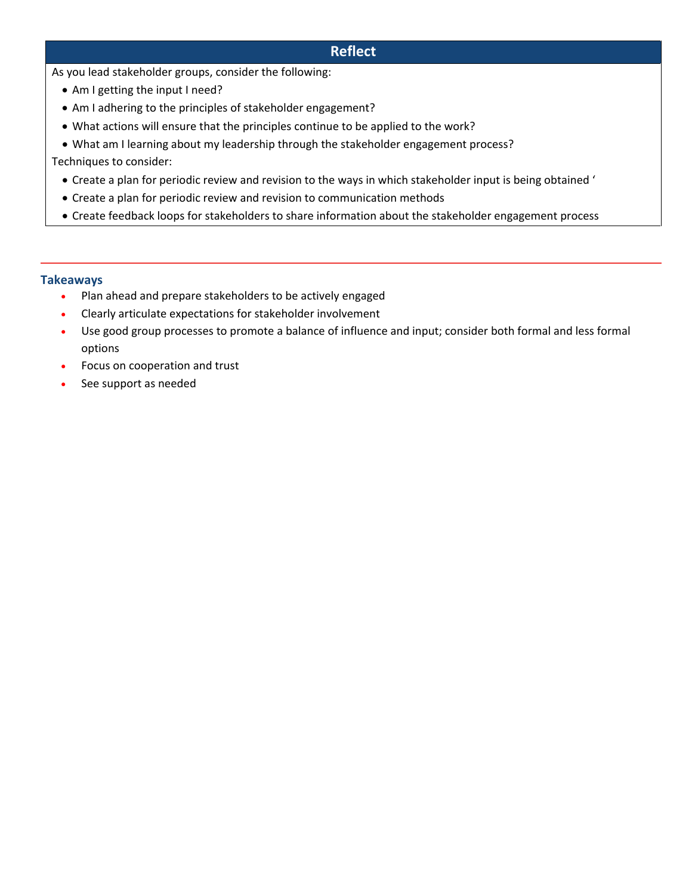## Reflect

As you lead stakeholder groups, consider the following:

- Am I getting the input I need?
- Am I adhering to the principles of stakeholder engagement?
- What actions will ensure that the principles continue to be applied to the work?
- What am I learning about my leadership through the stakeholder engagement process?

Techniques to consider:

- Create a plan for periodic review and revision to the ways in which stakeholder input is being obtained ‘
- Create a plan for periodic review and revision to communication methods
- Create feedback loops for stakeholders to share information about the stakeholder engagement process

---

### Takeaways

- Plan ahead and prepare stakeholders to be actively engaged
- Clearly articulate expectations for stakeholder involvement
- Use good group processes to promote a balance of influence and input; consider both formal and less formal options
- Focus on cooperation and trust
- See support as needed